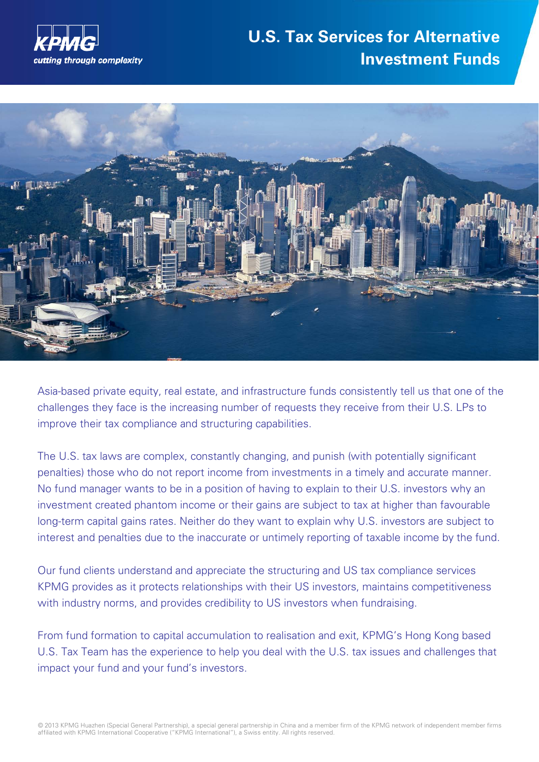KPMG
cutting through complexity

# U.S. Tax Services for Alternative Investment Funds

Asia-based private equity, real estate, and infrastructure funds consistently tell us that one of the challenges they face is the increasing number of requests they receive from their U.S. LPs to improve their tax compliance and structuring capabilities.

The U.S. tax laws are complex, constantly changing, and punish (with potentially significant penalties) those who do not report income from investments in a timely and accurate manner. No fund manager wants to be in a position of having to explain to their U.S. investors why an investment created phantom income or their gains are subject to tax at higher than favourable long-term capital gains rates. Neither do they want to explain why U.S. investors are subject to interest and penalties due to the inaccurate or untimely reporting of taxable income by the fund.

Our fund clients understand and appreciate the structuring and US tax compliance services KPMG provides as it protects relationships with their US investors, maintains competitiveness with industry norms, and provides credibility to US investors when fundraising.

From fund formation to capital accumulation to realisation and exit, KPMG's Hong Kong based U.S. Tax Team has the experience to help you deal with the U.S. tax issues and challenges that impact your fund and your fund's investors.

© 2013 KPMG Huazhen (Special General Partnership), a special general partnership in China and a member firm of the KPMG network of independent member firms affiliated with KPMG International Cooperative ("KPMG International"), a Swiss entity. All rights reserved.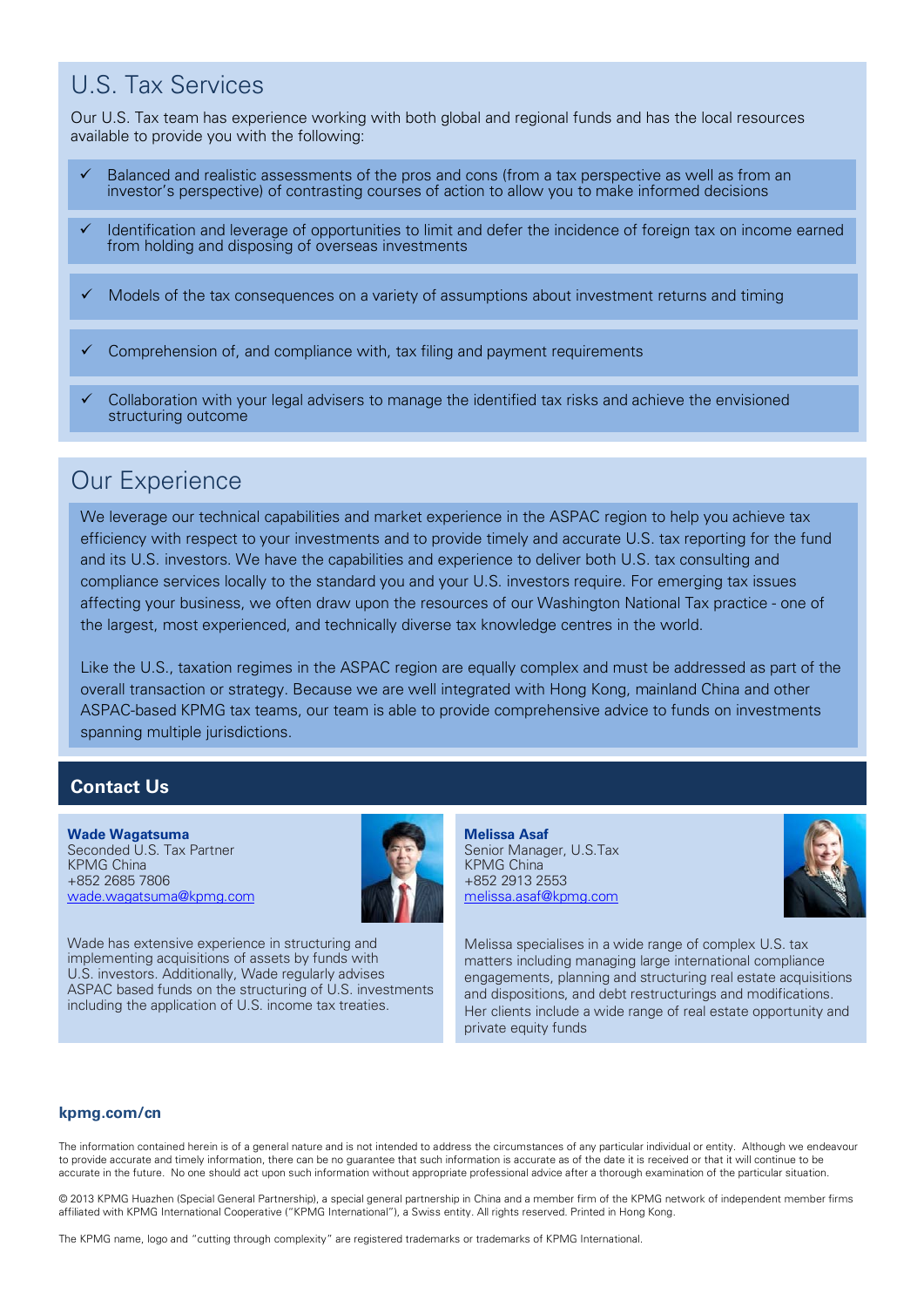## U.S. Tax Services

Our U.S. Tax team has experience working with both global and regional funds and has the local resources available to provide you with the following:

- ✓ Balanced and realistic assessments of the pros and cons (from a tax perspective as well as from an investor's perspective) of contrasting courses of action to allow you to make informed decisions
- ✓ Identification and leverage of opportunities to limit and defer the incidence of foreign tax on income earned from holding and disposing of overseas investments
- ✓ Models of the tax consequences on a variety of assumptions about investment returns and timing
- ✓ Comprehension of, and compliance with, tax filing and payment requirements
- ✓ Collaboration with your legal advisers to manage the identified tax risks and achieve the envisioned structuring outcome

## Our Experience

We leverage our technical capabilities and market experience in the ASPAC region to help you achieve tax efficiency with respect to your investments and to provide timely and accurate U.S. tax reporting for the fund and its U.S. investors. We have the capabilities and experience to deliver both U.S. tax consulting and compliance services locally to the standard you and your U.S. investors require. For emerging tax issues affecting your business, we often draw upon the resources of our Washington National Tax practice - one of the largest, most experienced, and technically diverse tax knowledge centres in the world.

Like the U.S., taxation regimes in the ASPAC region are equally complex and must be addressed as part of the overall transaction or strategy. Because we are well integrated with Hong Kong, mainland China and other ASPAC-based KPMG tax teams, our team is able to provide comprehensive advice to funds on investments spanning multiple jurisdictions.

## Contact Us

**Wade Wagatsuma**
Seconded U.S. Tax Partner
KPMG China
+852 2685 7806
wade.wagatsuma@kpmg.com

Wade has extensive experience in structuring and implementing acquisitions of assets by funds with U.S. investors. Additionally, Wade regularly advises ASPAC based funds on the structuring of U.S. investments including the application of U.S. income tax treaties.

**Melissa Asaf**
Senior Manager, U.S.Tax
KPMG China
+852 2913 2553
melissa.asaf@kpmg.com

Melissa specialises in a wide range of complex U.S. tax matters including managing large international compliance engagements, planning and structuring real estate acquisitions and dispositions, and debt restructurings and modifications. Her clients include a wide range of real estate opportunity and private equity funds

**kpmg.com/cn**

The information contained herein is of a general nature and is not intended to address the circumstances of any particular individual or entity. Although we endeavour to provide accurate and timely information, there can be no guarantee that such information is accurate as of the date it is received or that it will continue to be accurate in the future. No one should act upon such information without appropriate professional advice after a thorough examination of the particular situation.

© 2013 KPMG Huazhen (Special General Partnership), a special general partnership in China and a member firm of the KPMG network of independent member firms affiliated with KPMG International Cooperative ("KPMG International"), a Swiss entity. All rights reserved. Printed in Hong Kong.

The KPMG name, logo and "cutting through complexity" are registered trademarks or trademarks of KPMG International.